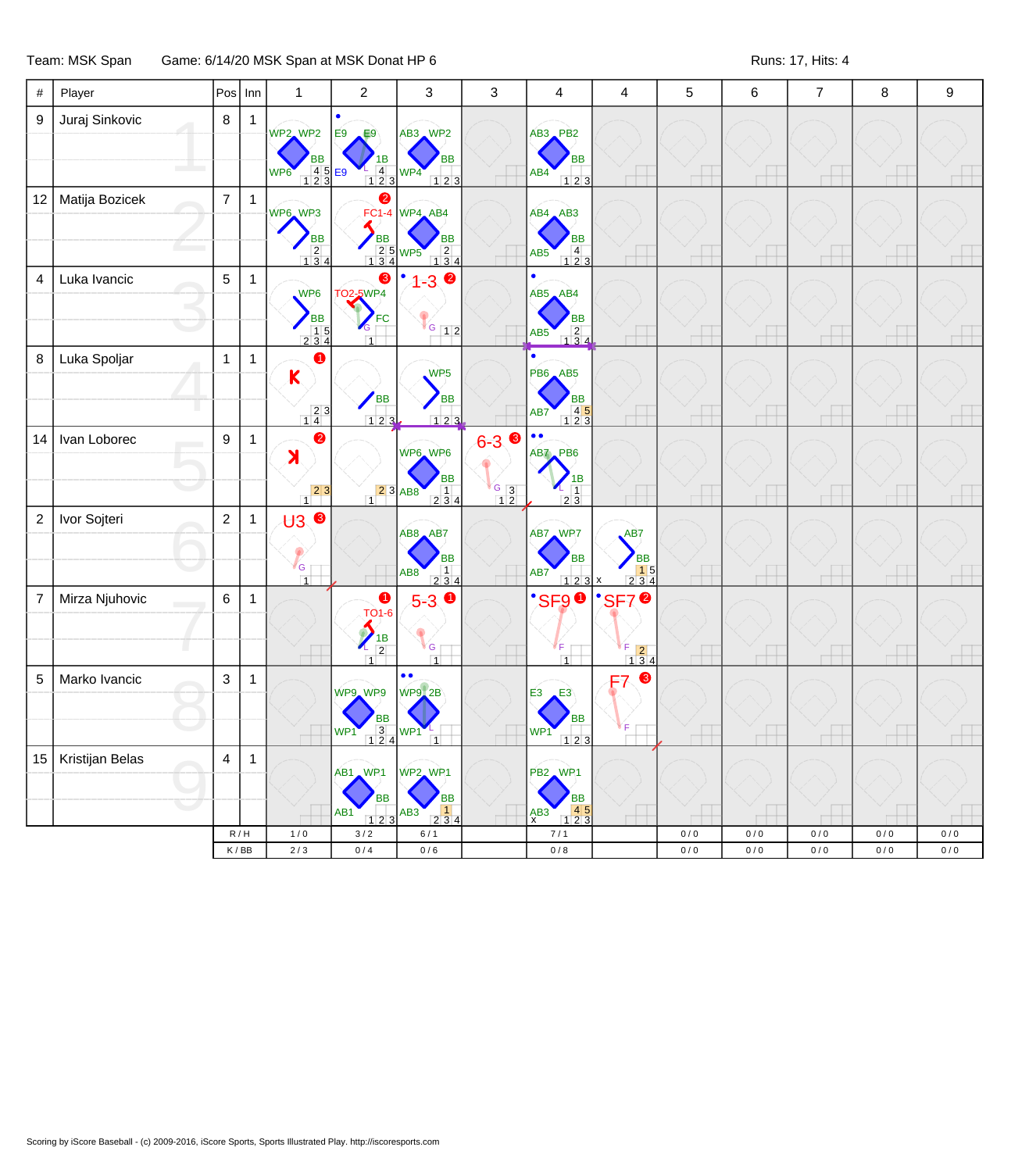Team: MSK Span    Game: 6/14/20 MSK Span at MSK Donat HP 6    Runs: 17, Hits: 4

| # | Player | Pos | Inn | 1 | 2 | 3 | 3 | 4 | 4 | 5 | 6 | 7 | 8 | 9 |
|---|---|---|---|---|---|---|---|---|---|---|---|---|---|---|
| 9 | Juraj Sinkovic | 8 | 1 | WP2 WP2 BB WP6 | E9 E9 1B E9 L | AB3 WP2 BB WP4 | | AB3 PB2 BB AB4 | | | | | | |
| 12 | Matija Bozicek | 7 | 1 | WP6 WP3 BB | FC1-4 BB ❷ | WP4 AB4 BB WP5 | | AB4 AB3 BB AB5 | | | | | | |
| 4 | Luka Ivancic | 5 | 1 | WP6 BB | TO2-5 WP4 FC G ❸ | 1-3 G ❷ | | AB5 AB4 BB AB5 | | | | | | |
| 8 | Luka Spoljar | 1 | 1 | K ❶ | BB | WP5 BB | | PB6 AB5 BB AB7 | | | | | | |
| 14 | Ivan Loborec | 9 | 1 | K ❷ | | WP6 WP6 BB AB8 | 6-3 G ❸ | AB7 PB6 1B L | | | | | | |
| 2 | Ivor Sojteri | 2 | 1 | U3 G ❸ | | AB8 AB7 BB AB8 | | AB7 WP7 BB AB7 | AB7 BB | | | | | |
| 7 | Mirza Njuhovic | 6 | 1 | | TO1-6 1B L ❶ | 5-3 G ❶ | | SF9 F ❶ | SF7 F ❷ | | | | | |
| 5 | Marko Ivancic | 3 | 1 | | WP9 WP9 BB WP1 | WP9 2B WP1 L | | E3 E3 BB WP1 | F7 F ❸ | | | | | |
| 15 | Kristijan Belas | 4 | 1 | | AB1 WP1 BB AB1 | WP2 WP1 BB AB3 | | PB2 WP1 BB AB3 | | | | | | |
| | | R / H | | 1 / 0 | 3 / 2 | 6 / 1 | | 7 / 1 | | 0 / 0 | 0 / 0 | 0 / 0 | 0 / 0 | 0 / 0 |
| | | K / BB | | 2 / 3 | 0 / 4 | 0 / 6 | | 0 / 8 | | 0 / 0 | 0 / 0 | 0 / 0 | 0 / 0 | 0 / 0 |

Scoring by iScore Baseball - (c) 2009-2016, iScore Sports, Sports Illustrated Play. http://iscoresports.com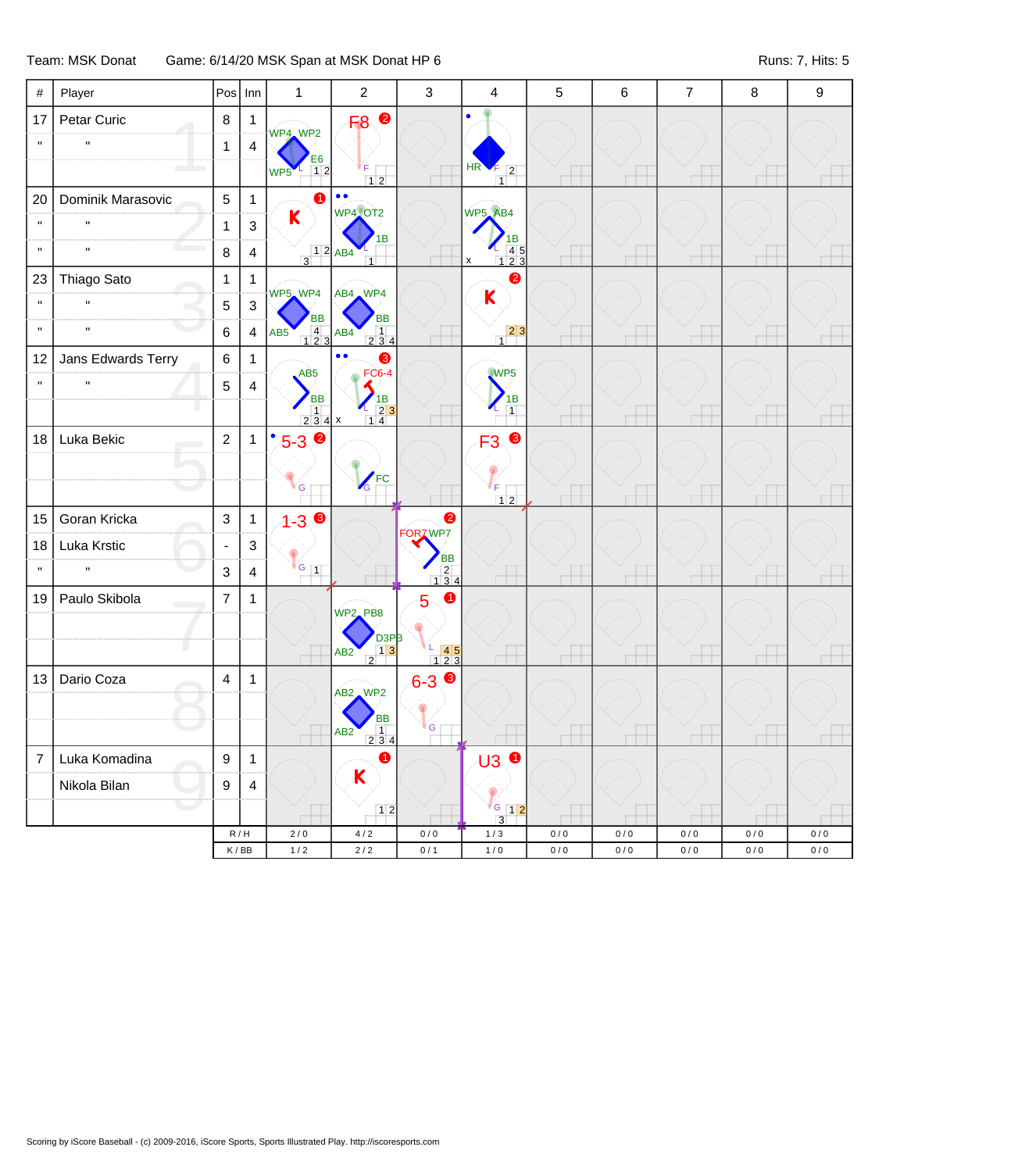Team: MSK Donat    Game: 6/14/20 MSK Span at MSK Donat HP 6    Runs: 7, Hits: 5

| # | Player | Pos | Inn | 1 | 2 | 3 | 4 | 5 | 6 | 7 | 8 | 9 |
|---|---|---|---|---|---|---|---|---|---|---|---|---|
| 17 | Petar Curic | 8 | 1 | WP4 WP2 E6 WP5 | F8 ❷ | | HR | | | | | |
| " | " | 1 | 4 | | | | | | | | | |
| 20 | Dominik Marasovic | 5 | 1 | K ❶ | WP4 OT2 1B AB4 | | WP5 AB4 1B | | | | | |
| " | " | 1 | 3 | | | | | | | | | |
| " | " | 8 | 4 | | | | | | | | | |
| 23 | Thiago Sato | 1 | 1 | WP5 WP4 BB AB5 | AB4 WP4 BB AB4 | | K ❷ | | | | | |
| " | " | 5 | 3 | | | | | | | | | |
| " | " | 6 | 4 | | | | | | | | | |
| 12 | Jans Edwards Terry | 6 | 1 | AB5 BB | FC6-4 ❸ 1B | | WP5 1B | | | | | |
| " | " | 5 | 4 | | | | | | | | | |
| 18 | Luka Bekic | 2 | 1 | 5-3 ❷ | FC | | F3 ❸ | | | | | |
| 15 | Goran Kricka | 3 | 1 | 1-3 ❸ | | FOR7 WP7 BB ❷ | | | | | | |
| 18 | Luka Krstic | - | 3 | | | | | | | | | |
| " | " | 3 | 4 | | | | | | | | | |
| 19 | Paulo Skibola | 7 | 1 | | WP2 PB8 D3PB AB2 | 5 ❶ | | | | | | |
| 13 | Dario Coza | 4 | 1 | | AB2 WP2 BB AB2 | 6-3 ❸ | | | | | | |
| 7 | Luka Komadina | 9 | 1 | | K ❶ | | U3 ❶ | | | | | |
| | Nikola Bilan | 9 | 4 | | | | | | | | | |
| | | | R / H | 2 / 0 | 4 / 2 | 0 / 0 | 1 / 3 | 0 / 0 | 0 / 0 | 0 / 0 | 0 / 0 | 0 / 0 |
| | | | K / BB | 1 / 2 | 2 / 2 | 0 / 1 | 1 / 0 | 0 / 0 | 0 / 0 | 0 / 0 | 0 / 0 | 0 / 0 |

Scoring by iScore Baseball - (c) 2009-2016, iScore Sports, Sports Illustrated Play. http://iscoresports.com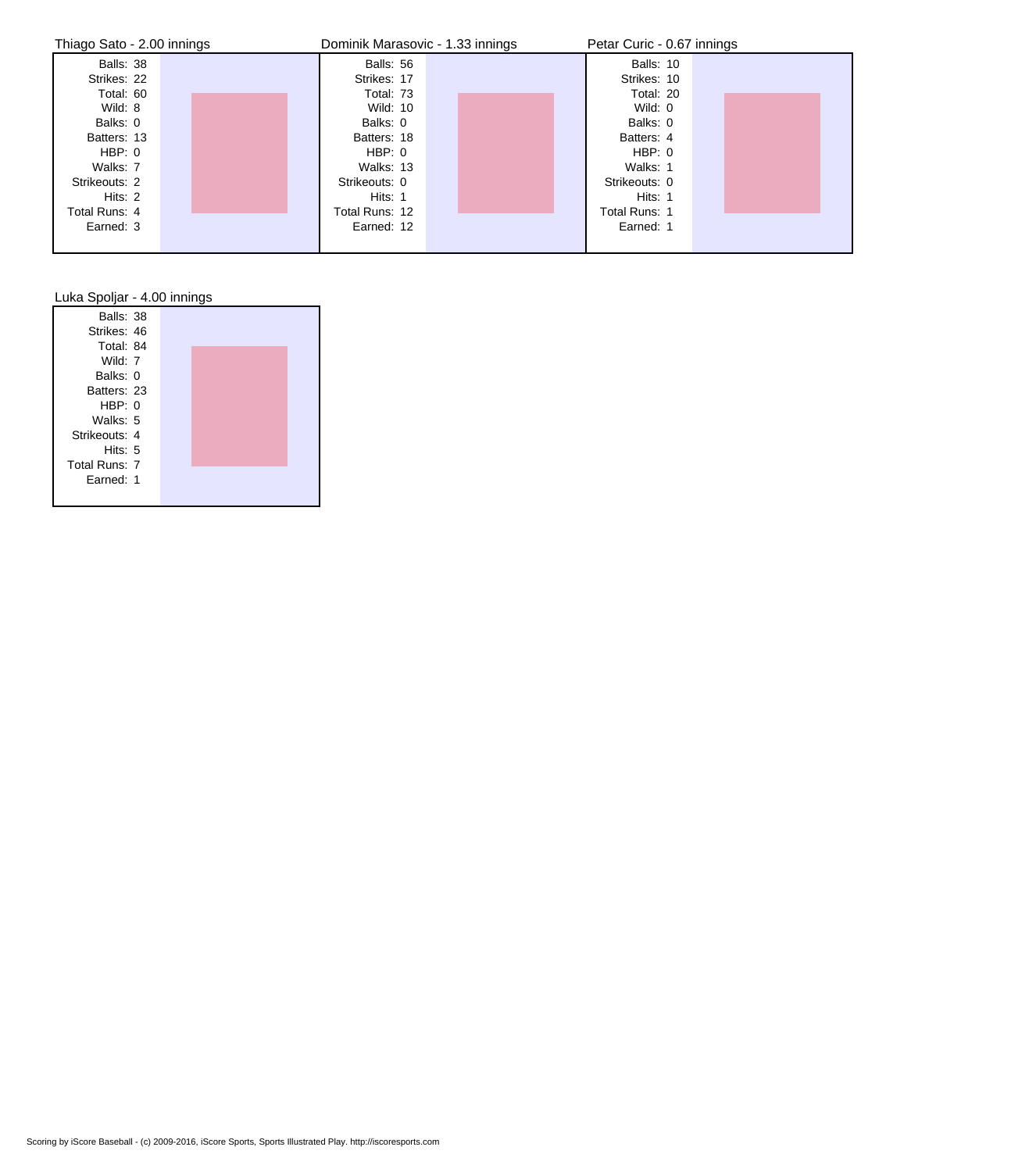## Thiago Sato - 2.00 innings

| | |
|---|---|
| Balls: | 38 |
| Strikes: | 22 |
| Total: | 60 |
| Wild: | 8 |
| Balks: | 0 |
| Batters: | 13 |
| HBP: | 0 |
| Walks: | 7 |
| Strikeouts: | 2 |
| Hits: | 2 |
| Total Runs: | 4 |
| Earned: | 3 |

## Dominik Marasovic - 1.33 innings

| | |
|---|---|
| Balls: | 56 |
| Strikes: | 17 |
| Total: | 73 |
| Wild: | 10 |
| Balks: | 0 |
| Batters: | 18 |
| HBP: | 0 |
| Walks: | 13 |
| Strikeouts: | 0 |
| Hits: | 1 |
| Total Runs: | 12 |
| Earned: | 12 |

## Petar Curic - 0.67 innings

| | |
|---|---|
| Balls: | 10 |
| Strikes: | 10 |
| Total: | 20 |
| Wild: | 0 |
| Balks: | 0 |
| Batters: | 4 |
| HBP: | 0 |
| Walks: | 1 |
| Strikeouts: | 0 |
| Hits: | 1 |
| Total Runs: | 1 |
| Earned: | 1 |

## Luka Spoljar - 4.00 innings

| | |
|---|---|
| Balls: | 38 |
| Strikes: | 46 |
| Total: | 84 |
| Wild: | 7 |
| Balks: | 0 |
| Batters: | 23 |
| HBP: | 0 |
| Walks: | 5 |
| Strikeouts: | 4 |
| Hits: | 5 |
| Total Runs: | 7 |
| Earned: | 1 |

Scoring by iScore Baseball - (c) 2009-2016, iScore Sports, Sports Illustrated Play. http://iscoresports.com